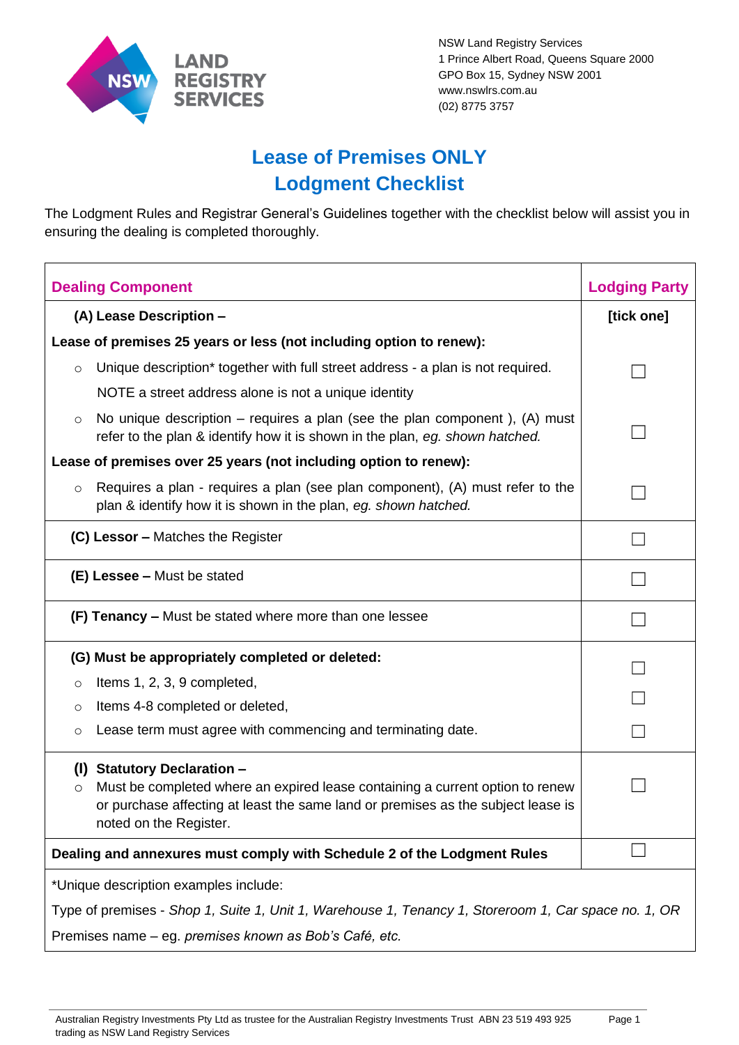NSW Land Registry Services
1 Prince Albert Road, Queens Square 2000
GPO Box 15, Sydney NSW 2001
www.nswlrs.com.au
(02) 8775 3757

# Lease of Premises ONLY
# Lodgment Checklist

The Lodgment Rules and Registrar General's Guidelines together with the checklist below will assist you in ensuring the dealing is completed thoroughly.

| Dealing Component | Lodging Party |
|---|---|
| **(A) Lease Description –** | **[tick one]** |
| **Lease of premises 25 years or less (not including option to renew):** | |
| ○ Unique description* together with full street address - a plan is not required. NOTE a street address alone is not a unique identity | ☐ |
| ○ No unique description – requires a plan (see the plan component ), (A) must refer to the plan & identify how it is shown in the plan, *eg. shown hatched.* | ☐ |
| **Lease of premises over 25 years (not including option to renew):** | |
| ○ Requires a plan - requires a plan (see plan component), (A) must refer to the plan & identify how it is shown in the plan, eg. *shown hatched.* | ☐ |
| **(C) Lessor –** Matches the Register | ☐ |
| **(E) Lessee –** Must be stated | ☐ |
| **(F) Tenancy –** Must be stated where more than one lessee | ☐ |
| **(G) Must be appropriately completed or deleted:** | |
| ○ Items 1, 2, 3, 9 completed, | ☐ |
| ○ Items 4-8 completed or deleted, | ☐ |
| ○ Lease term must agree with commencing and terminating date. | ☐ |
| **(I) Statutory Declaration –** ○ Must be completed where an expired lease containing a current option to renew or purchase affecting at least the same land or premises as the subject lease is noted on the Register. | ☐ |
| **Dealing and annexures must comply with Schedule 2 of the Lodgment Rules** | ☐ |

*Unique description examples include:

Type of premises - *Shop 1, Suite 1, Unit 1, Warehouse 1, Tenancy 1, Storeroom 1, Car space no. 1, OR*

Premises name – eg. *premises known as Bob's Café, etc.*

Australian Registry Investments Pty Ltd as trustee for the Australian Registry Investments Trust ABN 23 519 493 925 trading as NSW Land Registry Services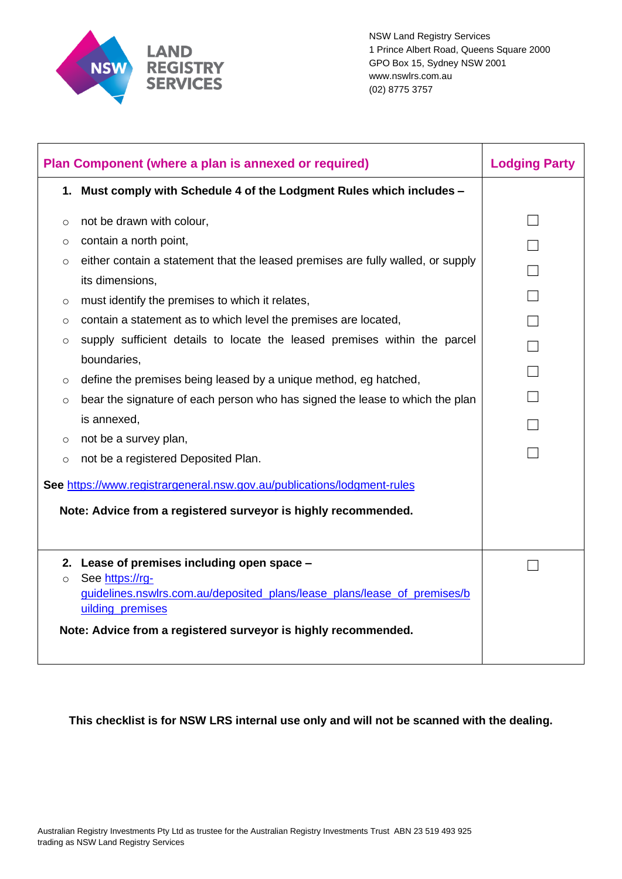NSW Land Registry Services
1 Prince Albert Road, Queens Square 2000
GPO Box 15, Sydney NSW 2001
www.nswlrs.com.au
(02) 8775 3757

| Plan Component (where a plan is annexed or required) | Lodging Party |
|---|---|
| **1. Must comply with Schedule 4 of the Lodgment Rules which includes –** | |
| ○ not be drawn with colour, | ☐ |
| ○ contain a north point, | ☐ |
| ○ either contain a statement that the leased premises are fully walled, or supply its dimensions, | ☐ |
| ○ must identify the premises to which it relates, | ☐ |
| ○ contain a statement as to which level the premises are located, | ☐ |
| ○ supply sufficient details to locate the leased premises within the parcel boundaries, | ☐ |
| ○ define the premises being leased by a unique method, eg hatched, | ☐ |
| ○ bear the signature of each person who has signed the lease to which the plan is annexed, | ☐ |
| ○ not be a survey plan, | ☐ |
| ○ not be a registered Deposited Plan. | ☐ |
| **See** https://www.registrargeneral.nsw.gov.au/publications/lodgment-rules | |
| **Note: Advice from a registered surveyor is highly recommended.** | |
| **2. Lease of premises including open space –** ○ See https://rg-guidelines.nswlrs.com.au/deposited_plans/lease_plans/lease_of_premises/building_premises **Note: Advice from a registered surveyor is highly recommended.** | ☐ |

**This checklist is for NSW LRS internal use only and will not be scanned with the dealing.**

Australian Registry Investments Pty Ltd as trustee for the Australian Registry Investments Trust ABN 23 519 493 925
trading as NSW Land Registry Services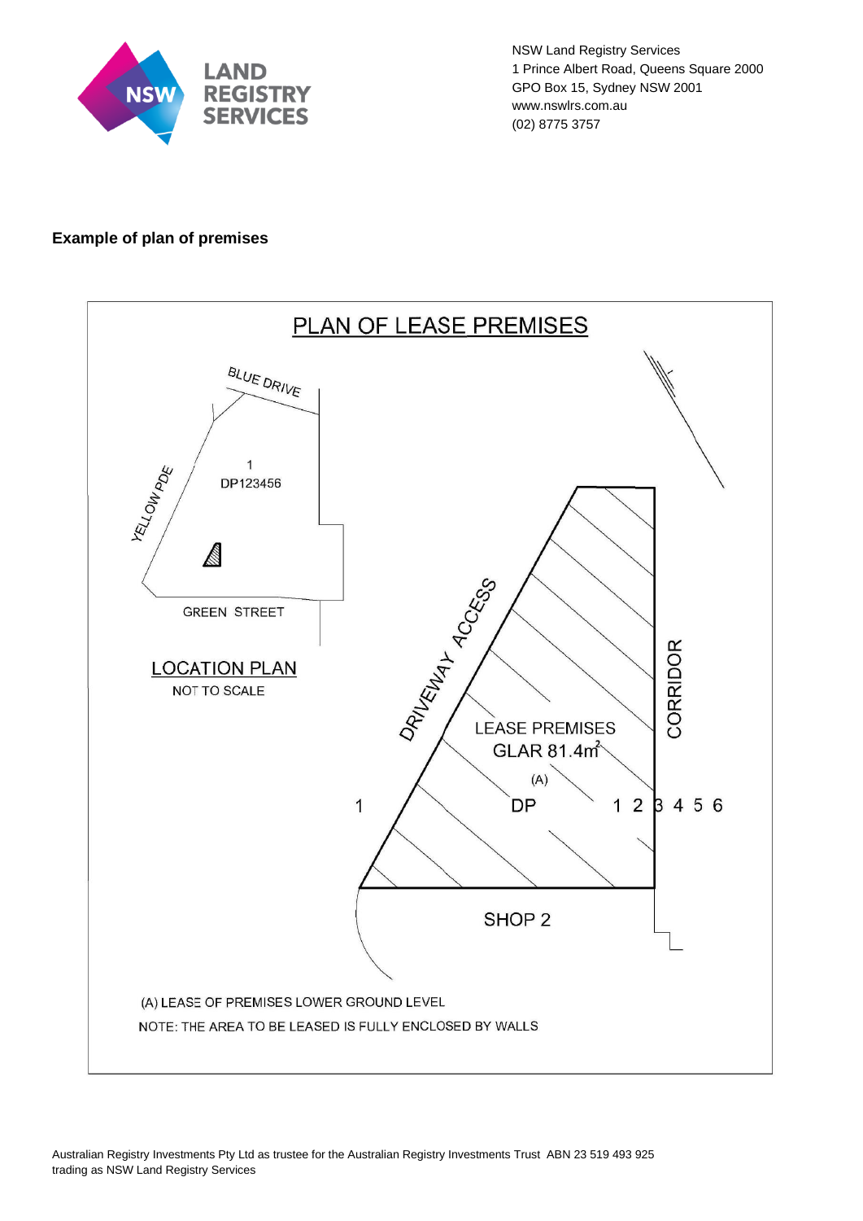NSW Land Registry Services
1 Prince Albert Road, Queens Square 2000
GPO Box 15, Sydney NSW 2001
www.nswlrs.com.au
(02) 8775 3757

**Example of plan of premises**

PLAN OF LEASE PREMISES

BLUE DRIVE

YELLOW PDE

1
DP123456

GREEN STREET

LOCATION PLAN
NOT TO SCALE

DRIVEWAY ACCESS

LEASE PREMISES
GLAR 81.4m²
(A)

1 DP 123456

CORRIDOR

SHOP 2

(A) LEASE OF PREMISES LOWER GROUND LEVEL

NOTE: THE AREA TO BE LEASED IS FULLY ENCLOSED BY WALLS

Australian Registry Investments Pty Ltd as trustee for the Australian Registry Investments Trust ABN 23 519 493 925
trading as NSW Land Registry Services